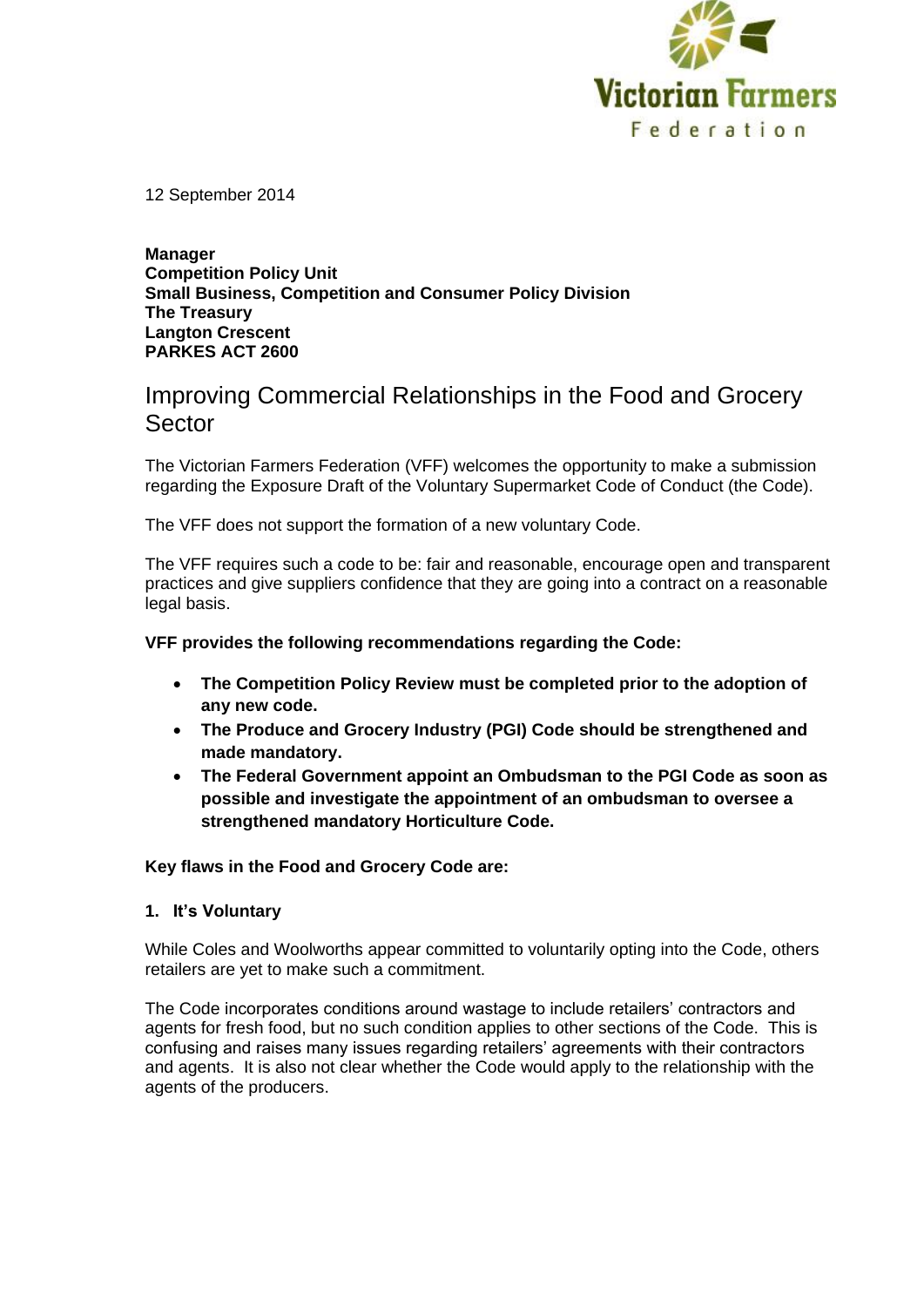Victorian Farmers Federation

12 September 2014

**Manager**
**Competition Policy Unit**
**Small Business, Competition and Consumer Policy Division**
**The Treasury**
**Langton Crescent**
**PARKES ACT 2600**

# Improving Commercial Relationships in the Food and Grocery Sector

The Victorian Farmers Federation (VFF) welcomes the opportunity to make a submission regarding the Exposure Draft of the Voluntary Supermarket Code of Conduct (the Code).

The VFF does not support the formation of a new voluntary Code.

The VFF requires such a code to be: fair and reasonable, encourage open and transparent practices and give suppliers confidence that they are going into a contract on a reasonable legal basis.

**VFF provides the following recommendations regarding the Code:**

- **The Competition Policy Review must be completed prior to the adoption of any new code.**
- **The Produce and Grocery Industry (PGI) Code should be strengthened and made mandatory.**
- **The Federal Government appoint an Ombudsman to the PGI Code as soon as possible and investigate the appointment of an ombudsman to oversee a strengthened mandatory Horticulture Code.**

**Key flaws in the Food and Grocery Code are:**

**1. It's Voluntary**

While Coles and Woolworths appear committed to voluntarily opting into the Code, others retailers are yet to make such a commitment.

The Code incorporates conditions around wastage to include retailers' contractors and agents for fresh food, but no such condition applies to other sections of the Code. This is confusing and raises many issues regarding retailers' agreements with their contractors and agents. It is also not clear whether the Code would apply to the relationship with the agents of the producers.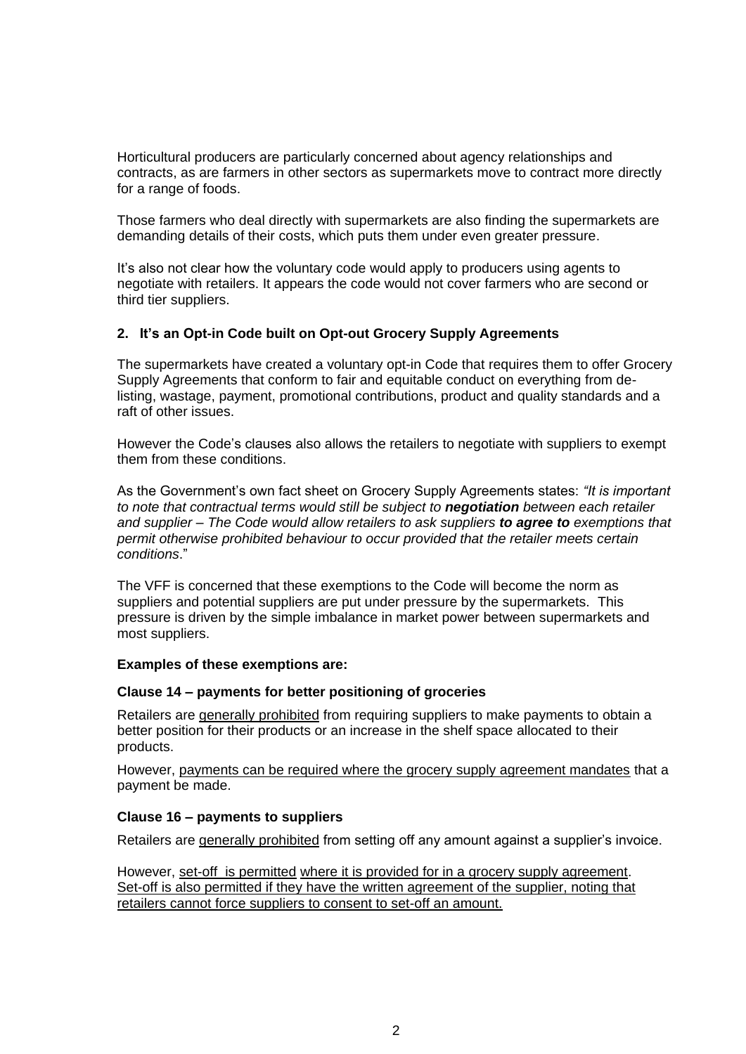Horticultural producers are particularly concerned about agency relationships and contracts, as are farmers in other sectors as supermarkets move to contract more directly for a range of foods.

Those farmers who deal directly with supermarkets are also finding the supermarkets are demanding details of their costs, which puts them under even greater pressure.

It's also not clear how the voluntary code would apply to producers using agents to negotiate with retailers. It appears the code would not cover farmers who are second or third tier suppliers.

## 2. It's an Opt-in Code built on Opt-out Grocery Supply Agreements

The supermarkets have created a voluntary opt-in Code that requires them to offer Grocery Supply Agreements that conform to fair and equitable conduct on everything from de-listing, wastage, payment, promotional contributions, product and quality standards and a raft of other issues.

However the Code's clauses also allows the retailers to negotiate with suppliers to exempt them from these conditions.

As the Government's own fact sheet on Grocery Supply Agreements states: *"It is important to note that contractual terms would still be subject to* ***negotiation*** *between each retailer and supplier – The Code would allow retailers to ask suppliers* ***to agree to*** *exemptions that permit otherwise prohibited behaviour to occur provided that the retailer meets certain conditions*."

The VFF is concerned that these exemptions to the Code will become the norm as suppliers and potential suppliers are put under pressure by the supermarkets. This pressure is driven by the simple imbalance in market power between supermarkets and most suppliers.

**Examples of these exemptions are:**

**Clause 14 – payments for better positioning of groceries**

Retailers are <u>generally prohibited</u> from requiring suppliers to make payments to obtain a better position for their products or an increase in the shelf space allocated to their products.

However, <u>payments can be required where the grocery supply agreement mandates</u> that a payment be made.

**Clause 16 – payments to suppliers**

Retailers are <u>generally prohibited</u> from setting off any amount against a supplier's invoice.

However, <u>set-off is permitted where it is provided for in a grocery supply agreement</u>. <u>Set-off is also permitted if they have the written agreement of the supplier, noting that retailers cannot force suppliers to consent to set-off an amount.</u>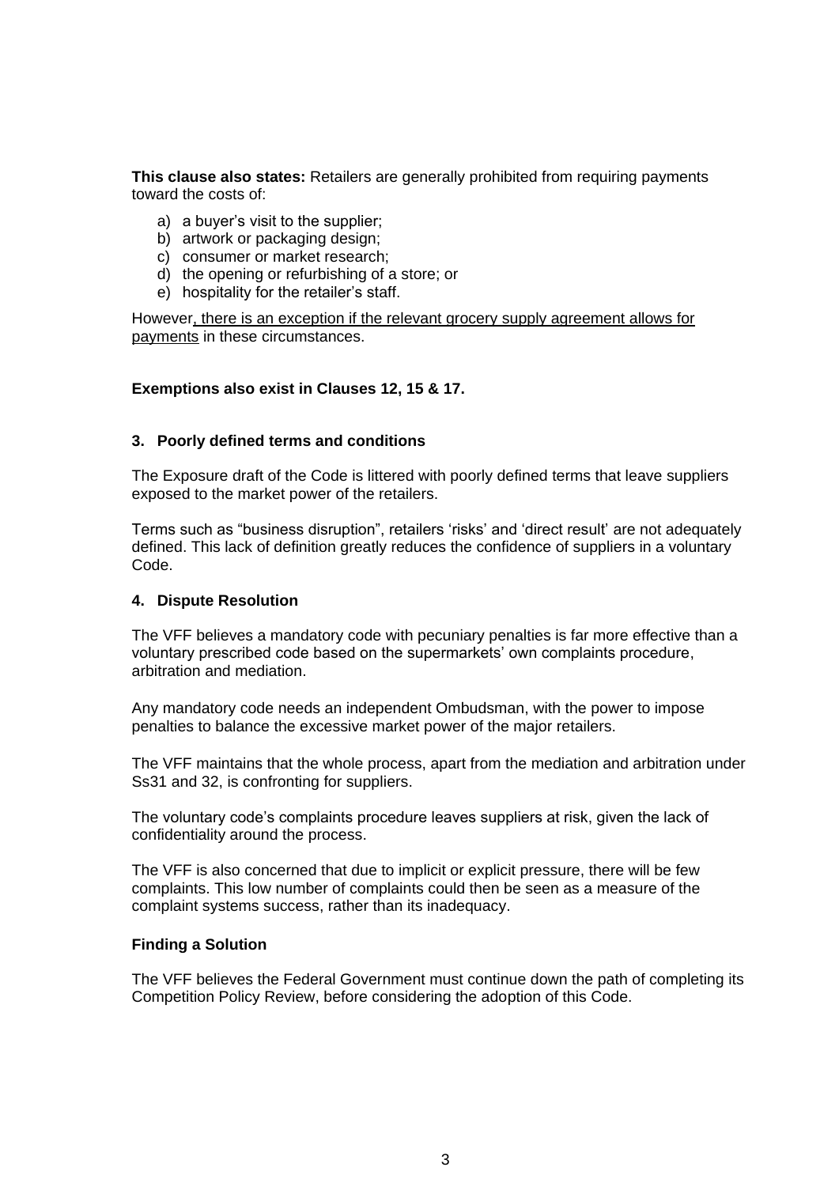**This clause also states:** Retailers are generally prohibited from requiring payments toward the costs of:

a) a buyer's visit to the supplier;
b) artwork or packaging design;
c) consumer or market research;
d) the opening or refurbishing of a store; or
e) hospitality for the retailer's staff.

However, there is an exception if the relevant grocery supply agreement allows for payments in these circumstances.

**Exemptions also exist in Clauses 12, 15 & 17.**

### 3. Poorly defined terms and conditions

The Exposure draft of the Code is littered with poorly defined terms that leave suppliers exposed to the market power of the retailers.

Terms such as "business disruption", retailers 'risks' and 'direct result' are not adequately defined. This lack of definition greatly reduces the confidence of suppliers in a voluntary Code.

### 4. Dispute Resolution

The VFF believes a mandatory code with pecuniary penalties is far more effective than a voluntary prescribed code based on the supermarkets' own complaints procedure, arbitration and mediation.

Any mandatory code needs an independent Ombudsman, with the power to impose penalties to balance the excessive market power of the major retailers.

The VFF maintains that the whole process, apart from the mediation and arbitration under Ss31 and 32, is confronting for suppliers.

The voluntary code's complaints procedure leaves suppliers at risk, given the lack of confidentiality around the process.

The VFF is also concerned that due to implicit or explicit pressure, there will be few complaints. This low number of complaints could then be seen as a measure of the complaint systems success, rather than its inadequacy.

### Finding a Solution

The VFF believes the Federal Government must continue down the path of completing its Competition Policy Review, before considering the adoption of this Code.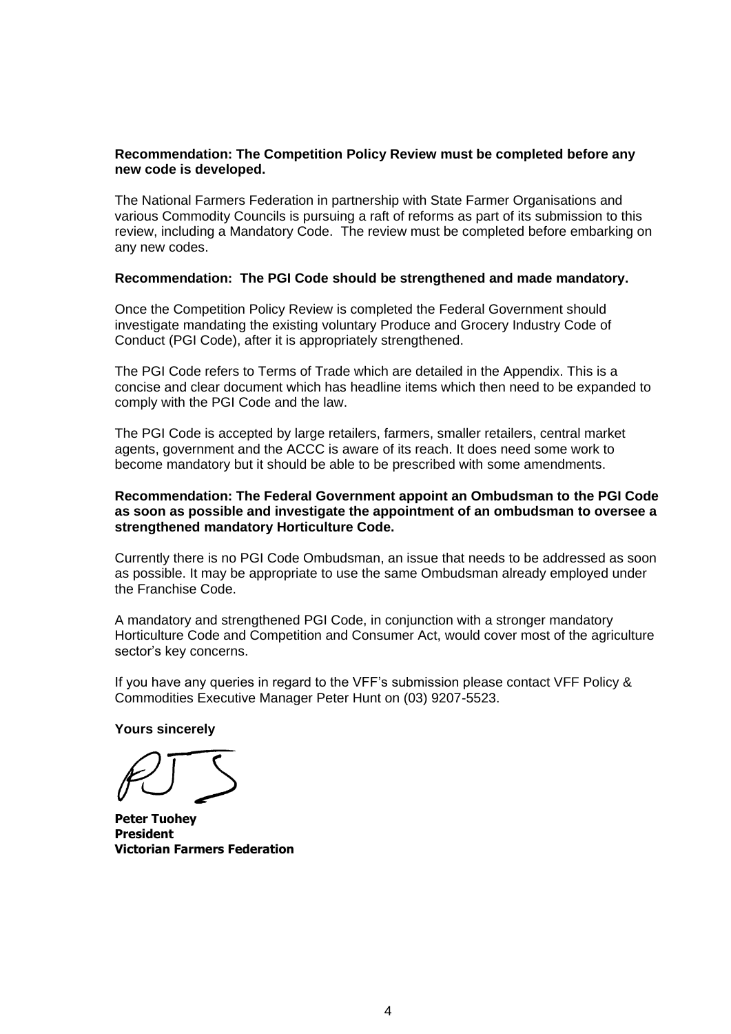**Recommendation: The Competition Policy Review must be completed before any new code is developed.**

The National Farmers Federation in partnership with State Farmer Organisations and various Commodity Councils is pursuing a raft of reforms as part of its submission to this review, including a Mandatory Code. The review must be completed before embarking on any new codes.

**Recommendation: The PGI Code should be strengthened and made mandatory.**

Once the Competition Policy Review is completed the Federal Government should investigate mandating the existing voluntary Produce and Grocery Industry Code of Conduct (PGI Code), after it is appropriately strengthened.

The PGI Code refers to Terms of Trade which are detailed in the Appendix. This is a concise and clear document which has headline items which then need to be expanded to comply with the PGI Code and the law.

The PGI Code is accepted by large retailers, farmers, smaller retailers, central market agents, government and the ACCC is aware of its reach. It does need some work to become mandatory but it should be able to be prescribed with some amendments.

**Recommendation: The Federal Government appoint an Ombudsman to the PGI Code as soon as possible and investigate the appointment of an ombudsman to oversee a strengthened mandatory Horticulture Code.**

Currently there is no PGI Code Ombudsman, an issue that needs to be addressed as soon as possible. It may be appropriate to use the same Ombudsman already employed under the Franchise Code.

A mandatory and strengthened PGI Code, in conjunction with a stronger mandatory Horticulture Code and Competition and Consumer Act, would cover most of the agriculture sector's key concerns.

If you have any queries in regard to the VFF's submission please contact VFF Policy & Commodities Executive Manager Peter Hunt on (03) 9207-5523.

**Yours sincerely**

**Peter Tuohey**
**President**
**Victorian Farmers Federation**